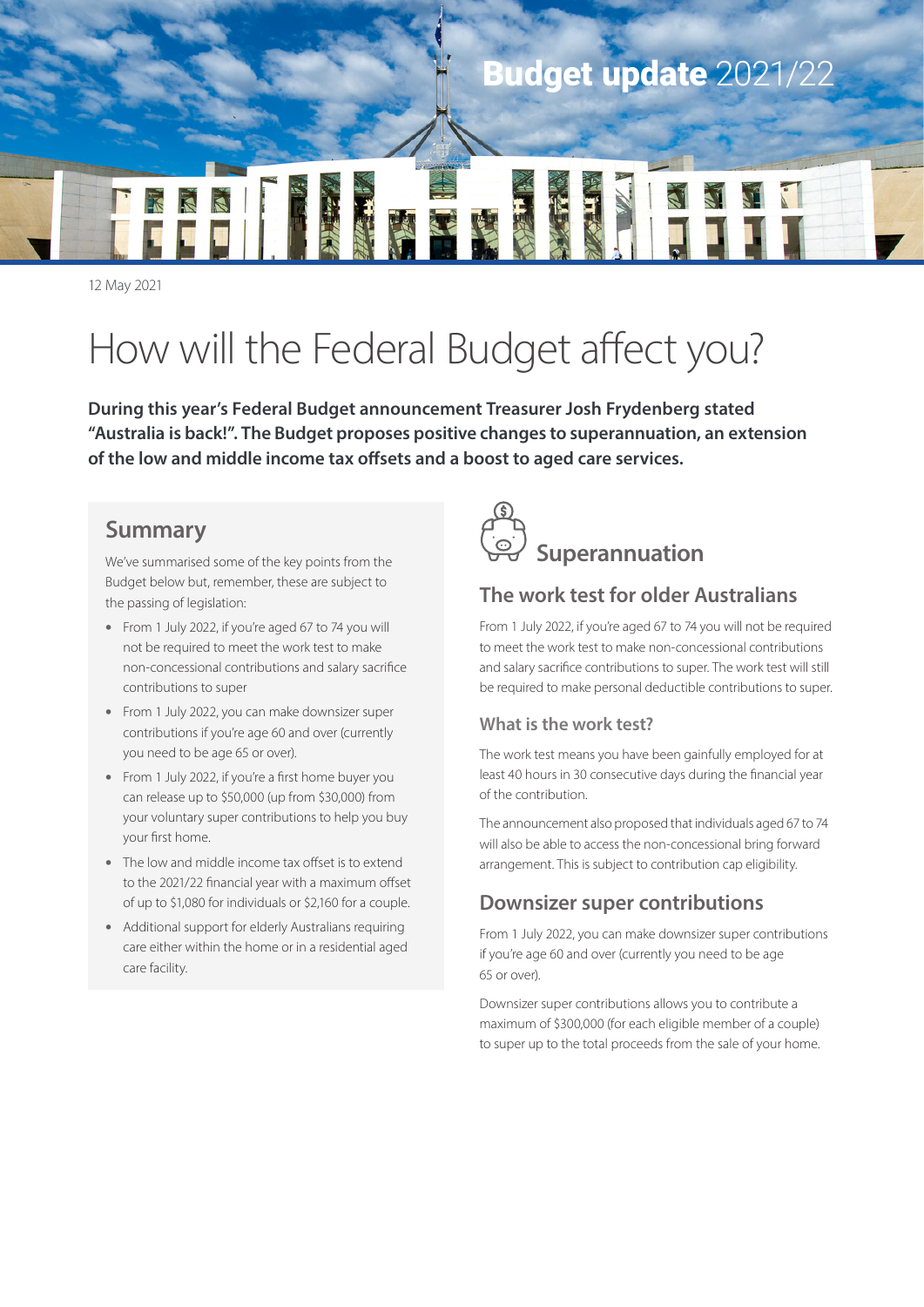Budget update 2021/22

12 May 2021

# How will the Federal Budget affect you?

**During this year's Federal Budget announcement Treasurer Josh Frydenberg stated "Australia is back!". The Budget proposes positive changes to superannuation, an extension of the low and middle income tax offsets and a boost to aged care services.**

## Summary

We've summarised some of the key points from the Budget below but, remember, these are subject to the passing of legislation:

- From 1 July 2022, if you're aged 67 to 74 you will not be required to meet the work test to make non-concessional contributions and salary sacrifice contributions to super
- From 1 July 2022, you can make downsizer super contributions if you're age 60 and over (currently you need to be age 65 or over).
- From 1 July 2022, if you're a first home buyer you can release up to $50,000 (up from $30,000) from your voluntary super contributions to help you buy your first home.
- The low and middle income tax offset is to extend to the 2021/22 financial year with a maximum offset of up to $1,080 for individuals or $2,160 for a couple.
- Additional support for elderly Australians requiring care either within the home or in a residential aged care facility.

## Superannuation

### The work test for older Australians

From 1 July 2022, if you're aged 67 to 74 you will not be required to meet the work test to make non-concessional contributions and salary sacrifice contributions to super. The work test will still be required to make personal deductible contributions to super.

#### What is the work test?

The work test means you have been gainfully employed for at least 40 hours in 30 consecutive days during the financial year of the contribution.

The announcement also proposed that individuals aged 67 to 74 will also be able to access the non-concessional bring forward arrangement. This is subject to contribution cap eligibility.

### Downsizer super contributions

From 1 July 2022, you can make downsizer super contributions if you're age 60 and over (currently you need to be age 65 or over).

Downsizer super contributions allows you to contribute a maximum of $300,000 (for each eligible member of a couple) to super up to the total proceeds from the sale of your home.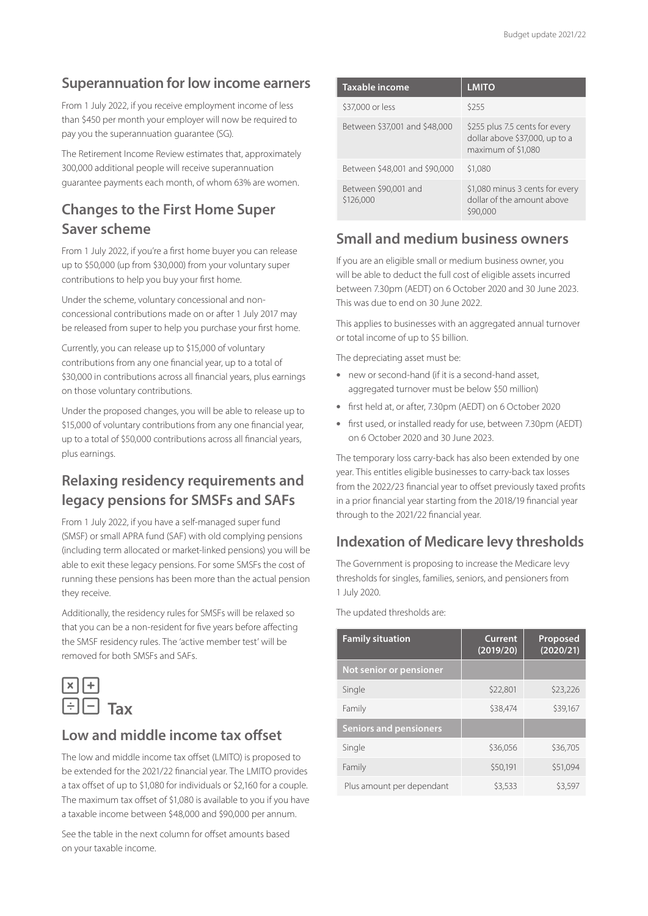## Superannuation for low income earners

From 1 July 2022, if you receive employment income of less than $450 per month your employer will now be required to pay you the superannuation guarantee (SG).

The Retirement Income Review estimates that, approximately 300,000 additional people will receive superannuation guarantee payments each month, of whom 63% are women.

## Changes to the First Home Super Saver scheme

From 1 July 2022, if you're a first home buyer you can release up to $50,000 (up from $30,000) from your voluntary super contributions to help you buy your first home.

Under the scheme, voluntary concessional and non-concessional contributions made on or after 1 July 2017 may be released from super to help you purchase your first home.

Currently, you can release up to $15,000 of voluntary contributions from any one financial year, up to a total of $30,000 in contributions across all financial years, plus earnings on those voluntary contributions.

Under the proposed changes, you will be able to release up to $15,000 of voluntary contributions from any one financial year, up to a total of $50,000 contributions across all financial years, plus earnings.

## Relaxing residency requirements and legacy pensions for SMSFs and SAFs

From 1 July 2022, if you have a self-managed super fund (SMSF) or small APRA fund (SAF) with old complying pensions (including term allocated or market-linked pensions) you will be able to exit these legacy pensions. For some SMSFs the cost of running these pensions has been more than the actual pension they receive.

Additionally, the residency rules for SMSFs will be relaxed so that you can be a non-resident for five years before affecting the SMSF residency rules. The 'active member test' will be removed for both SMSFs and SAFs.

# Tax

## Low and middle income tax offset

The low and middle income tax offset (LMITO) is proposed to be extended for the 2021/22 financial year. The LMITO provides a tax offset of up to $1,080 for individuals or $2,160 for a couple. The maximum tax offset of $1,080 is available to you if you have a taxable income between $48,000 and $90,000 per annum.

See the table in the next column for offset amounts based on your taxable income.

| Taxable income | LMITO |
|---|---|
| $37,000 or less | $255 |
| Between $37,001 and $48,000 | $255 plus 7.5 cents for every dollar above $37,000, up to a maximum of $1,080 |
| Between $48,001 and $90,000 | $1,080 |
| Between $90,001 and $126,000 | $1,080 minus 3 cents for every dollar of the amount above $90,000 |

## Small and medium business owners

If you are an eligible small or medium business owner, you will be able to deduct the full cost of eligible assets incurred between 7.30pm (AEDT) on 6 October 2020 and 30 June 2023. This was due to end on 30 June 2022.

This applies to businesses with an aggregated annual turnover or total income of up to $5 billion.

The depreciating asset must be:

- new or second-hand (if it is a second-hand asset, aggregated turnover must be below $50 million)
- first held at, or after, 7.30pm (AEDT) on 6 October 2020
- first used, or installed ready for use, between 7.30pm (AEDT) on 6 October 2020 and 30 June 2023.

The temporary loss carry-back has also been extended by one year. This entitles eligible businesses to carry-back tax losses from the 2022/23 financial year to offset previously taxed profits in a prior financial year starting from the 2018/19 financial year through to the 2021/22 financial year.

## Indexation of Medicare levy thresholds

The Government is proposing to increase the Medicare levy thresholds for singles, families, seniors, and pensioners from 1 July 2020.

The updated thresholds are:

| Family situation | Current (2019/20) | Proposed (2020/21) |
|---|---|---|
| **Not senior or pensioner** | | |
| Single | $22,801 | $23,226 |
| Family | $38,474 | $39,167 |
| **Seniors and pensioners** | | |
| Single | $36,056 | $36,705 |
| Family | $50,191 | $51,094 |
| Plus amount per dependant | $3,533 | $3,597 |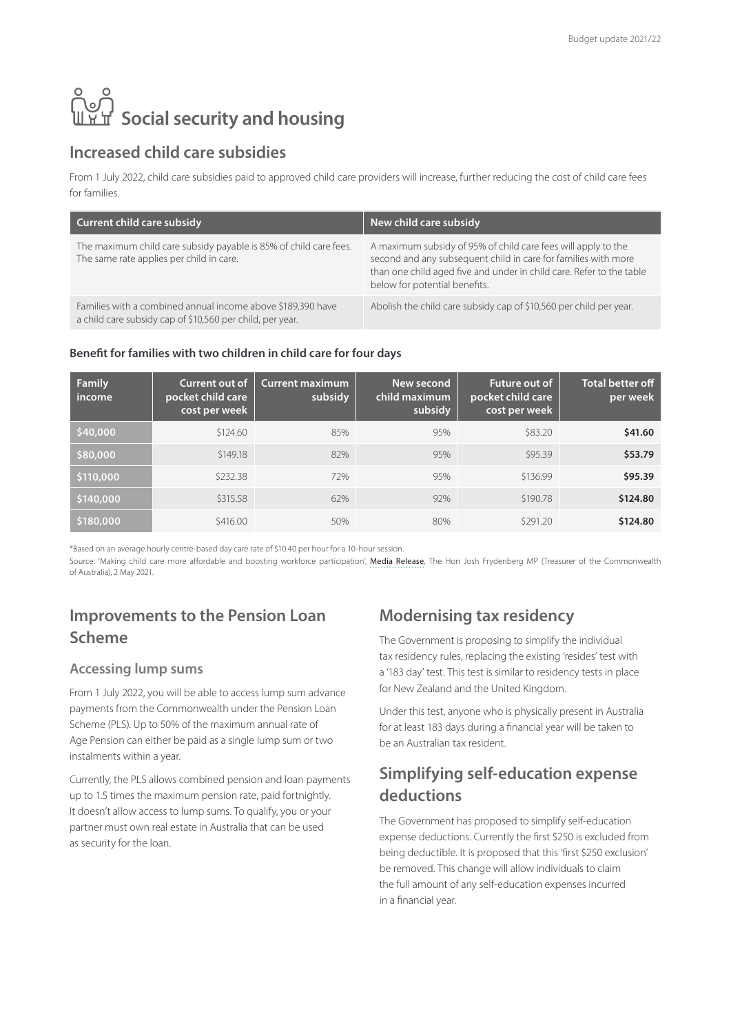# Social security and housing

## Increased child care subsidies

From 1 July 2022, child care subsidies paid to approved child care providers will increase, further reducing the cost of child care fees for families.

| Current child care subsidy | New child care subsidy |
| --- | --- |
| The maximum child care subsidy payable is 85% of child care fees. The same rate applies per child in care. | A maximum subsidy of 95% of child care fees will apply to the second and any subsequent child in care for families with more than one child aged five and under in child care. Refer to the table below for potential benefits. |
| Families with a combined annual income above $189,390 have a child care subsidy cap of $10,560 per child, per year. | Abolish the child care subsidy cap of $10,560 per child per year. |

### Benefit for families with two children in child care for four days

| Family income | Current out of pocket child care cost per week | Current maximum subsidy | New second child maximum subsidy | Future out of pocket child care cost per week | Total better off per week |
| --- | --- | --- | --- | --- | --- |
| $40,000 | $124.60 | 85% | 95% | $83.20 | **$41.60** |
| $80,000 | $149.18 | 82% | 95% | $95.39 | **$53.79** |
| $110,000 | $232.38 | 72% | 95% | $136.99 | **$95.39** |
| $140,000 | $315.58 | 62% | 92% | $190.78 | **$124.80** |
| $180,000 | $416.00 | 50% | 80% | $291.20 | **$124.80** |

*Based on an average hourly centre-based day care rate of $10.40 per hour for a 10-hour session.

Source: 'Making child care more affordable and boosting workforce participation', Media Release, The Hon Josh Frydenberg MP (Treasurer of the Commonwealth of Australia), 2 May 2021.

## Improvements to the Pension Loan Scheme

### Accessing lump sums

From 1 July 2022, you will be able to access lump sum advance payments from the Commonwealth under the Pension Loan Scheme (PLS). Up to 50% of the maximum annual rate of Age Pension can either be paid as a single lump sum or two instalments within a year.

Currently, the PLS allows combined pension and loan payments up to 1.5 times the maximum pension rate, paid fortnightly. It doesn't allow access to lump sums. To qualify, you or your partner must own real estate in Australia that can be used as security for the loan.

## Modernising tax residency

The Government is proposing to simplify the individual tax residency rules, replacing the existing 'resides' test with a '183 day' test. This test is similar to residency tests in place for New Zealand and the United Kingdom.

Under this test, anyone who is physically present in Australia for at least 183 days during a financial year will be taken to be an Australian tax resident.

## Simplifying self-education expense deductions

The Government has proposed to simplify self-education expense deductions. Currently the first $250 is excluded from being deductible. It is proposed that this 'first $250 exclusion' be removed. This change will allow individuals to claim the full amount of any self-education expenses incurred in a financial year.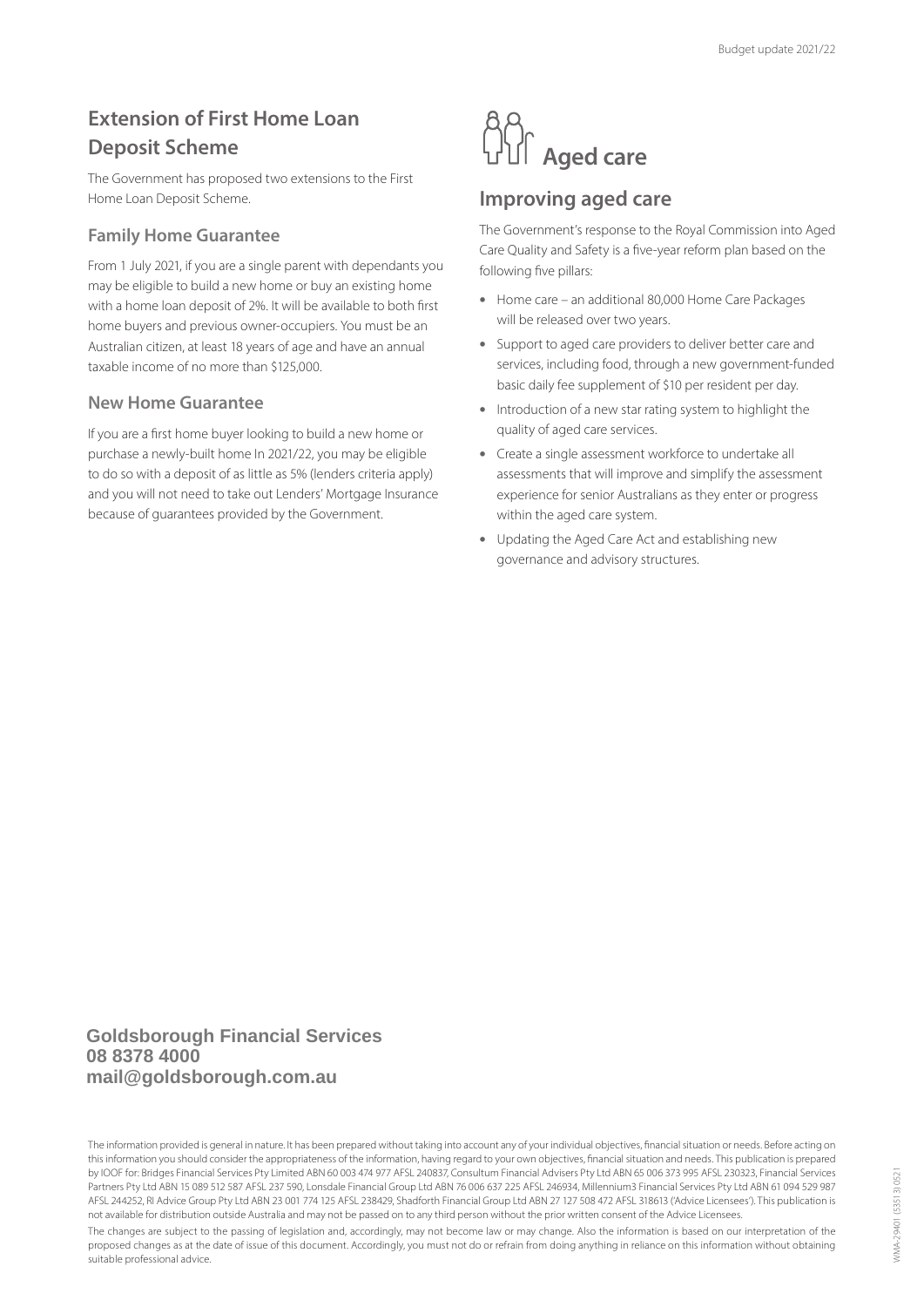## Extension of First Home Loan Deposit Scheme

The Government has proposed two extensions to the First Home Loan Deposit Scheme.

### Family Home Guarantee

From 1 July 2021, if you are a single parent with dependants you may be eligible to build a new home or buy an existing home with a home loan deposit of 2%. It will be available to both first home buyers and previous owner-occupiers. You must be an Australian citizen, at least 18 years of age and have an annual taxable income of no more than $125,000.

### New Home Guarantee

If you are a first home buyer looking to build a new home or purchase a newly-built home In 2021/22, you may be eligible to do so with a deposit of as little as 5% (lenders criteria apply) and you will not need to take out Lenders' Mortgage Insurance because of guarantees provided by the Government.

# Aged care

## Improving aged care

The Government's response to the Royal Commission into Aged Care Quality and Safety is a five-year reform plan based on the following five pillars:

- Home care – an additional 80,000 Home Care Packages will be released over two years.
- Support to aged care providers to deliver better care and services, including food, through a new government-funded basic daily fee supplement of $10 per resident per day.
- Introduction of a new star rating system to highlight the quality of aged care services.
- Create a single assessment workforce to undertake all assessments that will improve and simplify the assessment experience for senior Australians as they enter or progress within the aged care system.
- Updating the Aged Care Act and establishing new governance and advisory structures.

**Goldsborough Financial Services**
**08 8378 4000**
**mail@goldsborough.com.au**

The information provided is general in nature. It has been prepared without taking into account any of your individual objectives, financial situation or needs. Before acting on this information you should consider the appropriateness of the information, having regard to your own objectives, financial situation and needs. This publication is prepared by IOOF for: Bridges Financial Services Pty Limited ABN 60 003 474 977 AFSL 240837, Consultum Financial Advisers Pty Ltd ABN 65 006 373 995 AFSL 230323, Financial Services Partners Pty Ltd ABN 15 089 512 587 AFSL 237 590, Lonsdale Financial Group Ltd ABN 76 006 637 225 AFSL 246934, Millennium3 Financial Services Pty Ltd ABN 61 094 529 987 AFSL 244252, RI Advice Group Pty Ltd ABN 23 001 774 125 AFSL 238429, Shadforth Financial Group Ltd ABN 27 127 508 472 AFSL 318613 ('Advice Licensees'). This publication is not available for distribution outside Australia and may not be passed on to any third person without the prior written consent of the Advice Licensees.

The changes are subject to the passing of legislation and, accordingly, may not become law or may change. Also the information is based on our interpretation of the proposed changes as at the date of issue of this document. Accordingly, you must not do or refrain from doing anything in reliance on this information without obtaining suitable professional advice.

WMA-29401 (53513) 0521